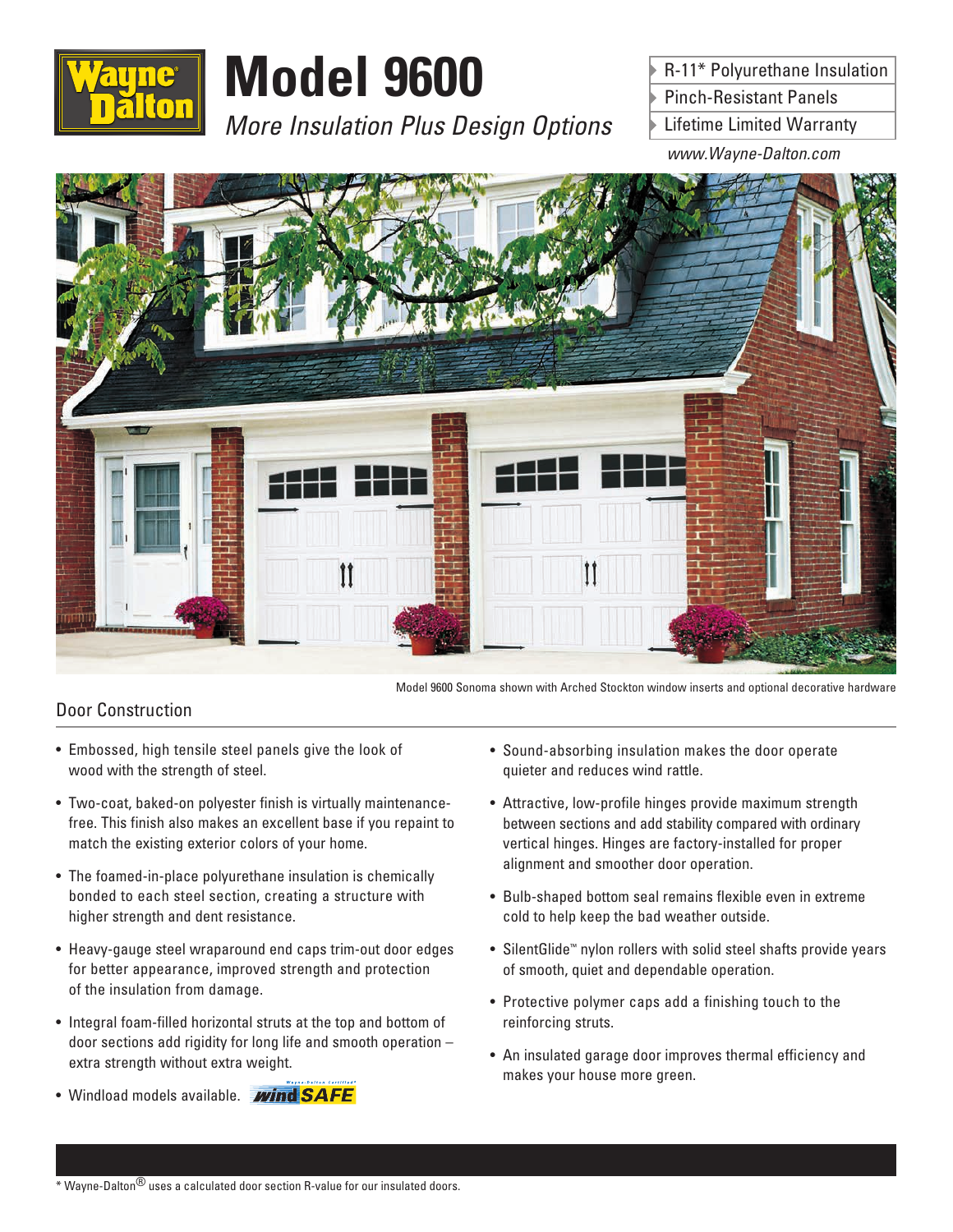Wayne Dalton

# Model 9600

*More Insulation Plus Design Options*

- R-11* Polyurethane Insulation
- Pinch-Resistant Panels
- Lifetime Limited Warranty

*www.Wayne-Dalton.com*

Model 9600 Sonoma shown with Arched Stockton window inserts and optional decorative hardware

## Door Construction

- Embossed, high tensile steel panels give the look of wood with the strength of steel.
- Two-coat, baked-on polyester finish is virtually maintenance-free. This finish also makes an excellent base if you repaint to match the existing exterior colors of your home.
- The foamed-in-place polyurethane insulation is chemically bonded to each steel section, creating a structure with higher strength and dent resistance.
- Heavy-gauge steel wraparound end caps trim-out door edges for better appearance, improved strength and protection of the insulation from damage.
- Integral foam-filled horizontal struts at the top and bottom of door sections add rigidity for long life and smooth operation – extra strength without extra weight.
- Windload models available. Wayne-Dalton Certified windSAFE
- Sound-absorbing insulation makes the door operate quieter and reduces wind rattle.
- Attractive, low-profile hinges provide maximum strength between sections and add stability compared with ordinary vertical hinges. Hinges are factory-installed for proper alignment and smoother door operation.
- Bulb-shaped bottom seal remains flexible even in extreme cold to help keep the bad weather outside.
- SilentGlide™ nylon rollers with solid steel shafts provide years of smooth, quiet and dependable operation.
- Protective polymer caps add a finishing touch to the reinforcing struts.
- An insulated garage door improves thermal efficiency and makes your house more green.

* Wayne-Dalton® uses a calculated door section R-value for our insulated doors.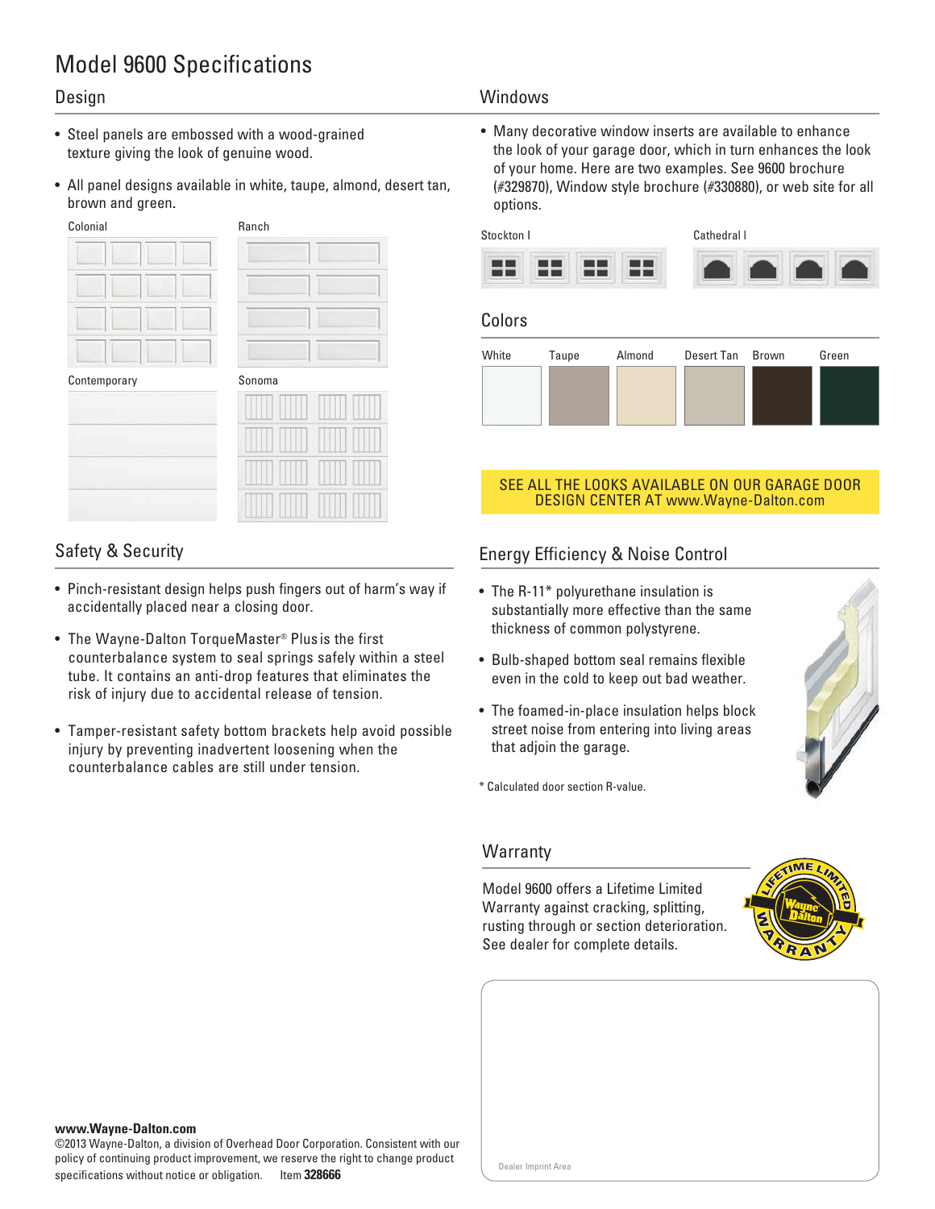# Model 9600 Specifications

## Design

- Steel panels are embossed with a wood-grained texture giving the look of genuine wood.
- All panel designs available in white, taupe, almond, desert tan, brown and green.

Colonial

Ranch

Contemporary

Sonoma

## Windows

- Many decorative window inserts are available to enhance the look of your garage door, which in turn enhances the look of your home. Here are two examples. See 9600 brochure (#329870), Window style brochure (#330880), or web site for all options.

Stockton I

Cathedral I

## Colors

White

Taupe

Almond

Desert Tan

Brown

Green

SEE ALL THE LOOKS AVAILABLE ON OUR GARAGE DOOR DESIGN CENTER AT www.Wayne-Dalton.com

## Safety & Security

- Pinch-resistant design helps push fingers out of harm's way if accidentally placed near a closing door.
- The Wayne-Dalton TorqueMaster® Plus is the first counterbalance system to seal springs safely within a steel tube. It contains an anti-drop features that eliminates the risk of injury due to accidental release of tension.
- Tamper-resistant safety bottom brackets help avoid possible injury by preventing inadvertent loosening when the counterbalance cables are still under tension.

## Energy Efficiency & Noise Control

- The R-11* polyurethane insulation is substantially more effective than the same thickness of common polystyrene.
- Bulb-shaped bottom seal remains flexible even in the cold to keep out bad weather.
- The foamed-in-place insulation helps block street noise from entering into living areas that adjoin the garage.

* Calculated door section R-value.

## Warranty

Model 9600 offers a Lifetime Limited Warranty against cracking, splitting, rusting through or section deterioration. See dealer for complete details.

LIFETIME LIMITED WARRANTY

Wayne Dalton

Dealer Imprint Area

**www.Wayne-Dalton.com**

©2013 Wayne-Dalton, a division of Overhead Door Corporation. Consistent with our policy of continuing product improvement, we reserve the right to change product specifications without notice or obligation. Item **328666**